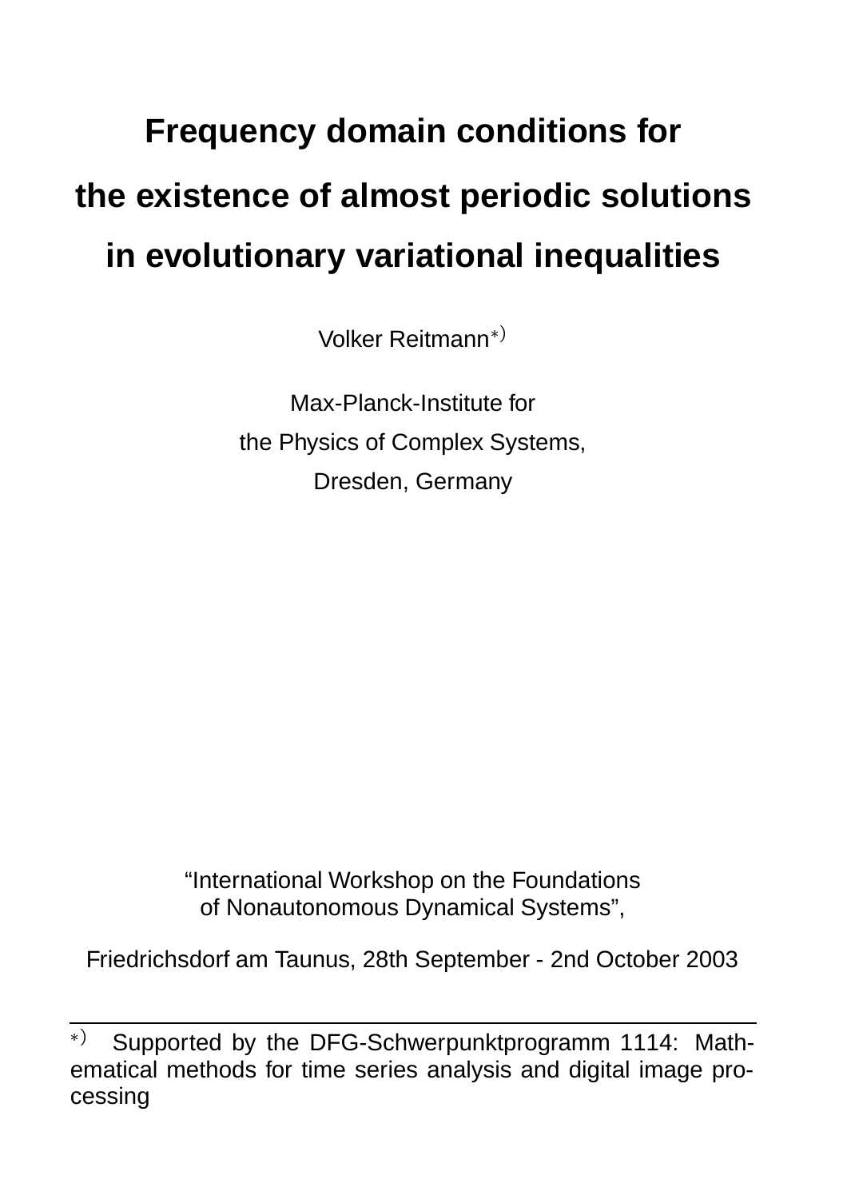# Frequency domain conditions for the existence of almost periodic solutions in evolutionary variational inequalities

Volker Reitmann*)

Max-Planck-Institute for
the Physics of Complex Systems,
Dresden, Germany

"International Workshop on the Foundations
of Nonautonomous Dynamical Systems",

Friedrichsdorf am Taunus, 28th September - 2nd October 2003

---

*) Supported by the DFG-Schwerpunktprogramm 1114: Mathematical methods for time series analysis and digital image processing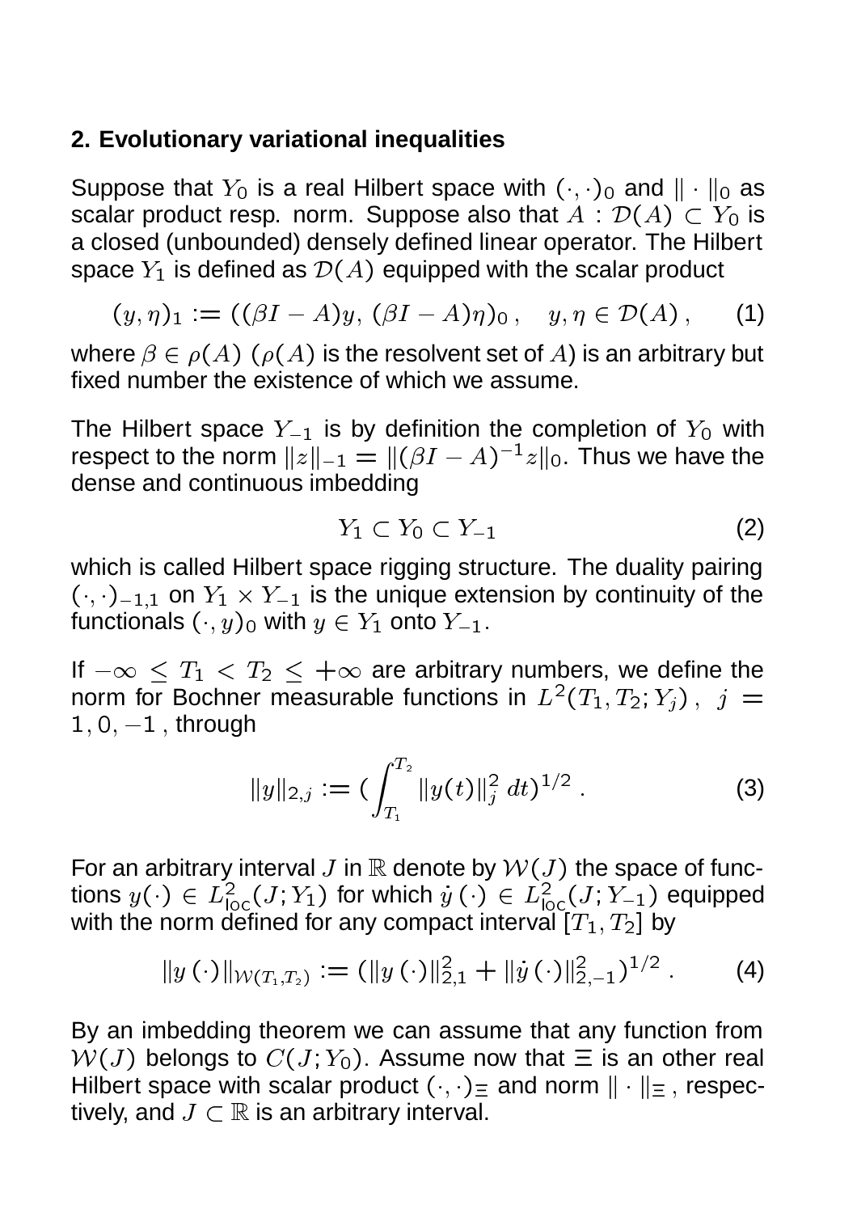## 2. Evolutionary variational inequalities

Suppose that $Y_0$ is a real Hilbert space with $(\cdot,\cdot)_0$ and $\|\cdot\|_0$ as scalar product resp. norm. Suppose also that $A : \mathcal{D}(A) \subset Y_0$ is a closed (unbounded) densely defined linear operator. The Hilbert space $Y_1$ is defined as $\mathcal{D}(A)$ equipped with the scalar product

$$(y,\eta)_1 := ((\beta I - A)y,\, (\beta I - A)\eta)_0\,, \quad y,\eta \in \mathcal{D}(A)\,, \qquad (1)$$

where $\beta \in \rho(A)$ ($\rho(A)$ is the resolvent set of $A$) is an arbitrary but fixed number the existence of which we assume.

The Hilbert space $Y_{-1}$ is by definition the completion of $Y_0$ with respect to the norm $\|z\|_{-1} = \|(\beta I - A)^{-1} z\|_0$. Thus we have the dense and continuous imbedding

$$Y_1 \subset Y_0 \subset Y_{-1} \qquad (2)$$

which is called Hilbert space rigging structure. The duality pairing $(\cdot,\cdot)_{-1,1}$ on $Y_1 \times Y_{-1}$ is the unique extension by continuity of the functionals $(\cdot, y)_0$ with $y \in Y_1$ onto $Y_{-1}$.

If $-\infty \le T_1 < T_2 \le +\infty$ are arbitrary numbers, we define the norm for Bochner measurable functions in $L^2(T_1, T_2; Y_j)\,,\ j = 1, 0, -1$ , through

$$\|y\|_{2,j} := \left(\int_{T_1}^{T_2} \|y(t)\|_j^2 \, dt\right)^{1/2} . \qquad (3)$$

For an arbitrary interval $J$ in $\mathbb{R}$ denote by $\mathcal{W}(J)$ the space of functions $y(\cdot) \in L^2_{\text{loc}}(J; Y_1)$ for which $\dot{y}\,(\cdot) \in L^2_{\text{loc}}(J; Y_{-1})$ equipped with the norm defined for any compact interval $[T_1, T_2]$ by

$$\|y\,(\cdot)\|_{\mathcal{W}(T_1,T_2)} := (\|y\,(\cdot)\|_{2,1}^2 + \|\dot{y}\,(\cdot)\|_{2,-1}^2)^{1/2} . \qquad (4)$$

By an imbedding theorem we can assume that any function from $\mathcal{W}(J)$ belongs to $C(J; Y_0)$. Assume now that $\Xi$ is an other real Hilbert space with scalar product $(\cdot,\cdot)_\Xi$ and norm $\|\cdot\|_\Xi$ , respectively, and $J \subset \mathbb{R}$ is an arbitrary interval.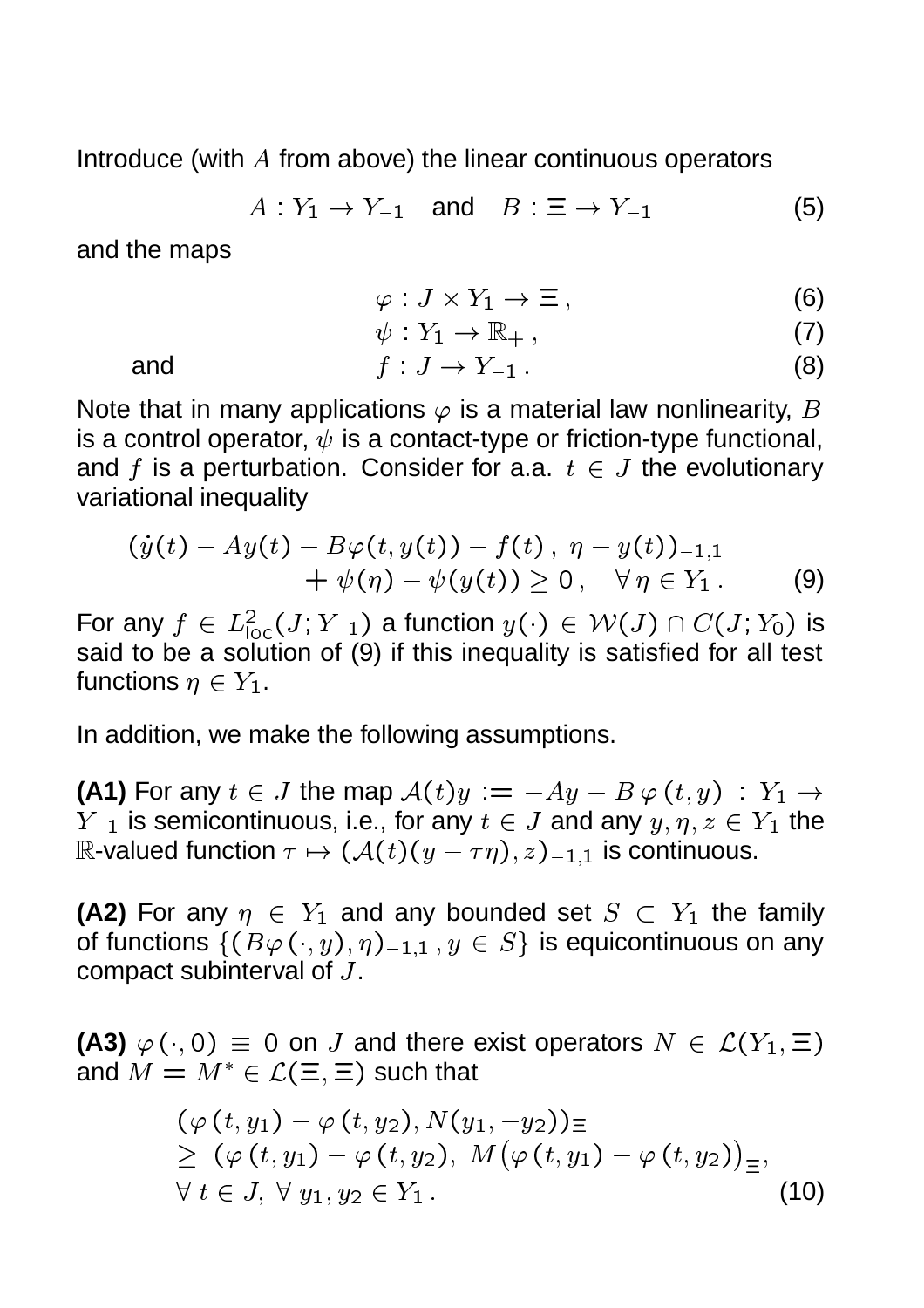Introduce (with $A$ from above) the linear continuous operators

$$A : Y_1 \to Y_{-1} \quad \text{and} \quad B : \Xi \to Y_{-1} \tag{5}$$

and the maps

$$\varphi : J \times Y_1 \to \Xi \,, \tag{6}$$

$$\psi : Y_1 \to \mathbb{R}_+ \,, \tag{7}$$

and
$$f : J \to Y_{-1} \,. \tag{8}$$

Note that in many applications $\varphi$ is a material law nonlinearity, $B$ is a control operator, $\psi$ is a contact-type or friction-type functional, and $f$ is a perturbation. Consider for a.a. $t \in J$ the evolutionary variational inequality

$$\begin{aligned} (\dot{y}(t) - Ay(t) - B\varphi(t, y(t)) - f(t) \,,\, \eta - y(t))_{-1,1} \\ + \psi(\eta) - \psi(y(t)) \geq 0 \,, \quad \forall\, \eta \in Y_1 \,. \end{aligned} \tag{9}$$

For any $f \in L^2_{\text{loc}}(J; Y_{-1})$ a function $y(\cdot) \in \mathcal{W}(J) \cap C(J; Y_0)$ is said to be a solution of (9) if this inequality is satisfied for all test functions $\eta \in Y_1$.

In addition, we make the following assumptions.

**(A1)** For any $t \in J$ the map $\mathcal{A}(t)y := -Ay - B\,\varphi\,(t, y) \;:\; Y_1 \to Y_{-1}$ is semicontinuous, i.e., for any $t \in J$ and any $y, \eta, z \in Y_1$ the $\mathbb{R}$-valued function $\tau \mapsto (\mathcal{A}(t)(y - \tau\eta), z)_{-1,1}$ is continuous.

**(A2)** For any $\eta \in Y_1$ and any bounded set $S \subset Y_1$ the family of functions $\{(B\varphi\,(\cdot, y), \eta)_{-1,1} \,, y \in S\}$ is equicontinuous on any compact subinterval of $J$.

**(A3)** $\varphi\,(\cdot, 0) \equiv 0$ on $J$ and there exist operators $N \in \mathcal{L}(Y_1, \Xi)$ and $M = M^* \in \mathcal{L}(\Xi, \Xi)$ such that

$$\begin{aligned} &(\varphi\,(t, y_1) - \varphi\,(t, y_2), N(y_1, -y_2))_\Xi \\ &\geq \; (\varphi\,(t, y_1) - \varphi\,(t, y_2),\; M\big(\varphi\,(t, y_1) - \varphi\,(t, y_2)\big)_\Xi, \\ &\forall\, t \in J,\; \forall\, y_1, y_2 \in Y_1 \,. \end{aligned} \tag{10}$$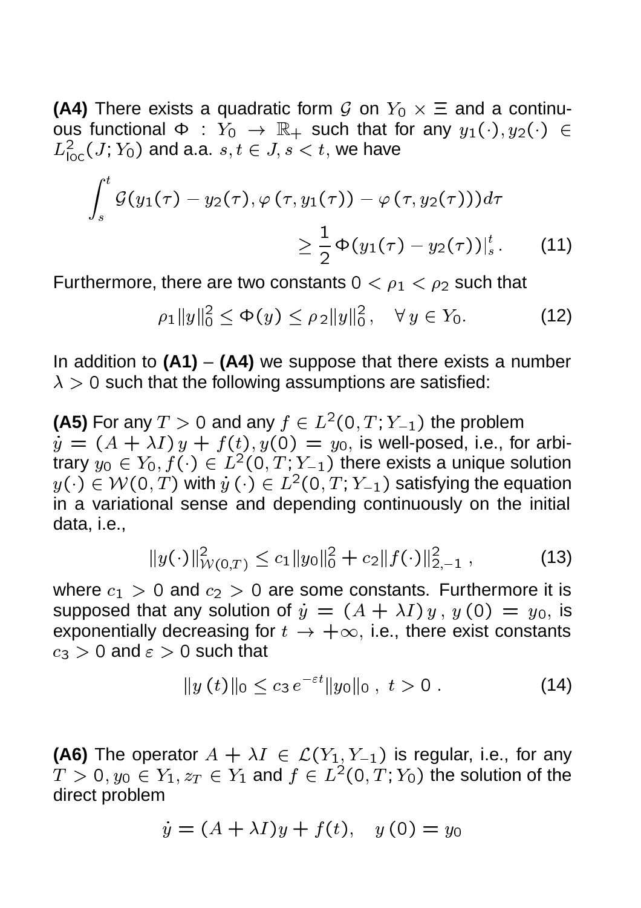**(A4)** There exists a quadratic form $\mathcal{G}$ on $Y_0 \times \Xi$ and a continuous functional $\Phi : Y_0 \to \mathbb{R}_+$ such that for any $y_1(\cdot), y_2(\cdot) \in L^2_{\text{loc}}(J; Y_0)$ and a.a. $s, t \in J, s < t$, we have

$$\int_s^t \mathcal{G}(y_1(\tau) - y_2(\tau), \varphi(\tau, y_1(\tau)) - \varphi(\tau, y_2(\tau)))d\tau \geq \frac{1}{2}\Phi(y_1(\tau) - y_2(\tau))\big|_s^t . \qquad (11)$$

Furthermore, there are two constants $0 < \rho_1 < \rho_2$ such that

$$\rho_1 \|y\|_0^2 \leq \Phi(y) \leq \rho_2 \|y\|_0^2 , \quad \forall\, y \in Y_0. \qquad (12)$$

In addition to **(A1)** – **(A4)** we suppose that there exists a number $\lambda > 0$ such that the following assumptions are satisfied:

**(A5)** For any $T > 0$ and any $f \in L^2(0, T; Y_{-1})$ the problem $\dot{y} = (A + \lambda I)\, y + f(t), y(0) = y_0$, is well-posed, i.e., for arbitrary $y_0 \in Y_0, f(\cdot) \in L^2(0, T; Y_{-1})$ there exists a unique solution $y(\cdot) \in \mathcal{W}(0, T)$ with $\dot{y}\,(\cdot) \in L^2(0, T; Y_{-1})$ satisfying the equation in a variational sense and depending continuously on the initial data, i.e.,

$$\|y(\cdot)\|^2_{\mathcal{W}(0,T)} \leq c_1 \|y_0\|_0^2 + c_2 \|f(\cdot)\|^2_{2,-1} , \qquad (13)$$

where $c_1 > 0$ and $c_2 > 0$ are some constants. Furthermore it is supposed that any solution of $\dot{y} = (A + \lambda I)\, y$ , $y\,(0) = y_0$, is exponentially decreasing for $t \to +\infty$, i.e., there exist constants $c_3 > 0$ and $\varepsilon > 0$ such that

$$\|y\,(t)\|_0 \leq c_3\, e^{-\varepsilon t} \|y_0\|_0 \,,\; t > 0 \,. \qquad (14)$$

**(A6)** The operator $A + \lambda I \in \mathcal{L}(Y_1, Y_{-1})$ is regular, i.e., for any $T > 0, y_0 \in Y_1, z_T \in Y_1$ and $f \in L^2(0, T; Y_0)$ the solution of the direct problem

$$\dot{y} = (A + \lambda I)y + f(t), \quad y\,(0) = y_0$$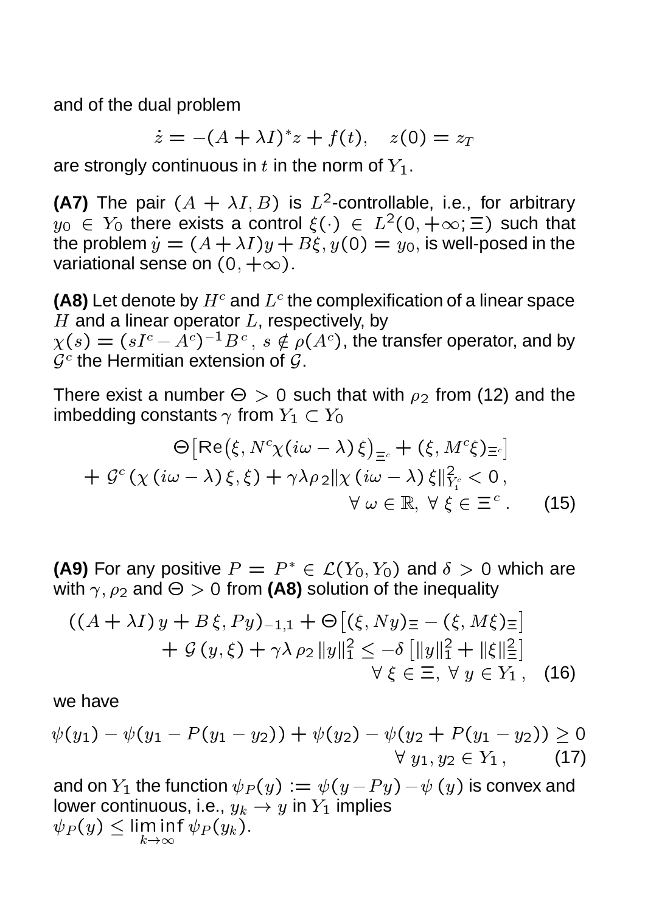and of the dual problem

$$\dot{z} = -(A + \lambda I)^* z + f(t), \quad z(0) = z_T$$

are strongly continuous in $t$ in the norm of $Y_1$.

**(A7)** The pair $(A + \lambda I, B)$ is $L^2$-controllable, i.e., for arbitrary $y_0 \in Y_0$ there exists a control $\xi(\cdot) \in L^2(0, +\infty; \Xi)$ such that the problem $\dot{y} = (A + \lambda I)y + B\xi, y(0) = y_0$, is well-posed in the variational sense on $(0, +\infty)$.

**(A8)** Let denote by $H^c$ and $L^c$ the complexification of a linear space $H$ and a linear operator $L$, respectively, by $\chi(s) = (sI^c - A^c)^{-1}B^c$, $s \notin \rho(A^c)$, the transfer operator, and by $\mathcal{G}^c$ the Hermitian extension of $\mathcal{G}$.

There exist a number $\Theta > 0$ such that with $\rho_2$ from (12) and the imbedding constants $\gamma$ from $Y_1 \subset Y_0$

$$\Theta\big[\mathrm{Re}\big(\xi, N^c \chi(i\omega - \lambda)\,\xi\big)_{\Xi^c} + (\xi, M^c \xi)_{\Xi^c}\big] + \mathcal{G}^c\left(\chi\left(i\omega - \lambda\right)\xi, \xi\right) + \gamma\lambda\rho_2 \|\chi\left(i\omega - \lambda\right)\xi\|^2_{Y_1^c} < 0\,, \quad \forall\, \omega \in \mathbb{R},\ \forall\, \xi \in \Xi^c\,. \tag{15}$$

**(A9)** For any positive $P = P^* \in \mathcal{L}(Y_0, Y_0)$ and $\delta > 0$ which are with $\gamma, \rho_2$ and $\Theta > 0$ from **(A8)** solution of the inequality

$$((A + \lambda I)\,y + B\,\xi, Py)_{-1,1} + \Theta\big[(\xi, Ny)_\Xi - (\xi, M\xi)_\Xi\big] + \mathcal{G}\,(y, \xi) + \gamma\lambda\,\rho_2\,\|y\|_1^2 \le -\delta\left[\|y\|_1^2 + \|\xi\|_\Xi^2\right] \quad \forall\, \xi \in \Xi,\ \forall\, y \in Y_1\,, \tag{16}$$

we have

$$\psi(y_1) - \psi(y_1 - P(y_1 - y_2)) + \psi(y_2) - \psi(y_2 + P(y_1 - y_2)) \ge 0 \quad \forall\, y_1, y_2 \in Y_1\,, \tag{17}$$

and on $Y_1$ the function $\psi_P(y) := \psi(y - Py) - \psi\,(y)$ is convex and lower continuous, i.e., $y_k \to y$ in $Y_1$ implies $\psi_P(y) \le \liminf_{k\to\infty} \psi_P(y_k)$.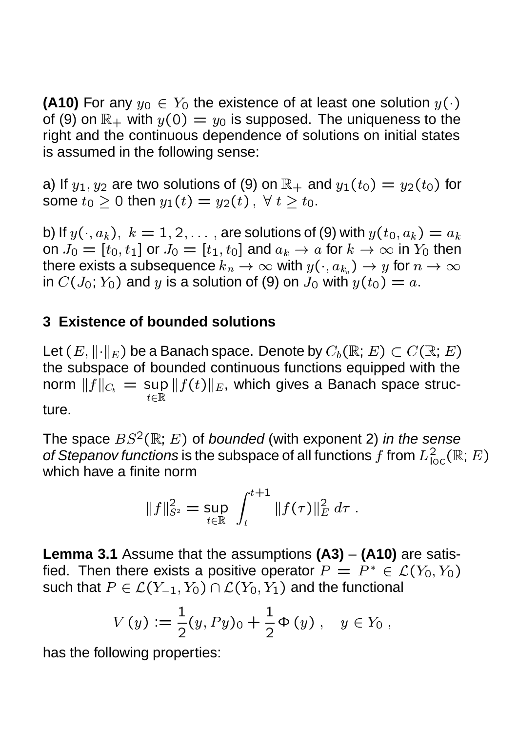**(A10)** For any $y_0 \in Y_0$ the existence of at least one solution $y(\cdot)$ of (9) on $\mathbb{R}_+$ with $y(0) = y_0$ is supposed. The uniqueness to the right and the continuous dependence of solutions on initial states is assumed in the following sense:

a) If $y_1, y_2$ are two solutions of (9) on $\mathbb{R}_+$ and $y_1(t_0) = y_2(t_0)$ for some $t_0 \geq 0$ then $y_1(t) = y_2(t)\,,\ \forall\, t \geq t_0$.

b) If $y(\cdot, a_k),\ k = 1, 2, \ldots$, are solutions of (9) with $y(t_0, a_k) = a_k$ on $J_0 = [t_0, t_1]$ or $J_0 = [t_1, t_0]$ and $a_k \to a$ for $k \to \infty$ in $Y_0$ then there exists a subsequence $k_n \to \infty$ with $y(\cdot, a_{k_n}) \to y$ for $n \to \infty$ in $C(J_0; Y_0)$ and $y$ is a solution of (9) on $J_0$ with $y(t_0) = a$.

## 3 Existence of bounded solutions

Let $(E, \|\cdot\|_E)$ be a Banach space. Denote by $C_b(\mathbb{R}; E) \subset C(\mathbb{R}; E)$ the subspace of bounded continuous functions equipped with the norm $\|f\|_{C_b} = \sup\limits_{t \in \mathbb{R}} \|f(t)\|_E$, which gives a Banach space structure.

The space $BS^2(\mathbb{R}; E)$ of *bounded* (with exponent 2) *in the sense of Stepanov functions* is the subspace of all functions $f$ from $L^2_{\text{loc}}(\mathbb{R}; E)$ which have a finite norm

$$\|f\|^2_{S^2} = \sup_{t \in \mathbb{R}} \int_t^{t+1} \|f(\tau)\|^2_E \, d\tau \ .$$

**Lemma 3.1** Assume that the assumptions **(A3)** – **(A10)** are satisfied. Then there exists a positive operator $P = P^* \in \mathcal{L}(Y_0, Y_0)$ such that $P \in \mathcal{L}(Y_{-1}, Y_0) \cap \mathcal{L}(Y_0, Y_1)$ and the functional

$$V\,(y) := \frac{1}{2}(y, Py)_0 + \frac{1}{2}\,\Phi\,(y)\ , \quad y \in Y_0\ ,$$

has the following properties: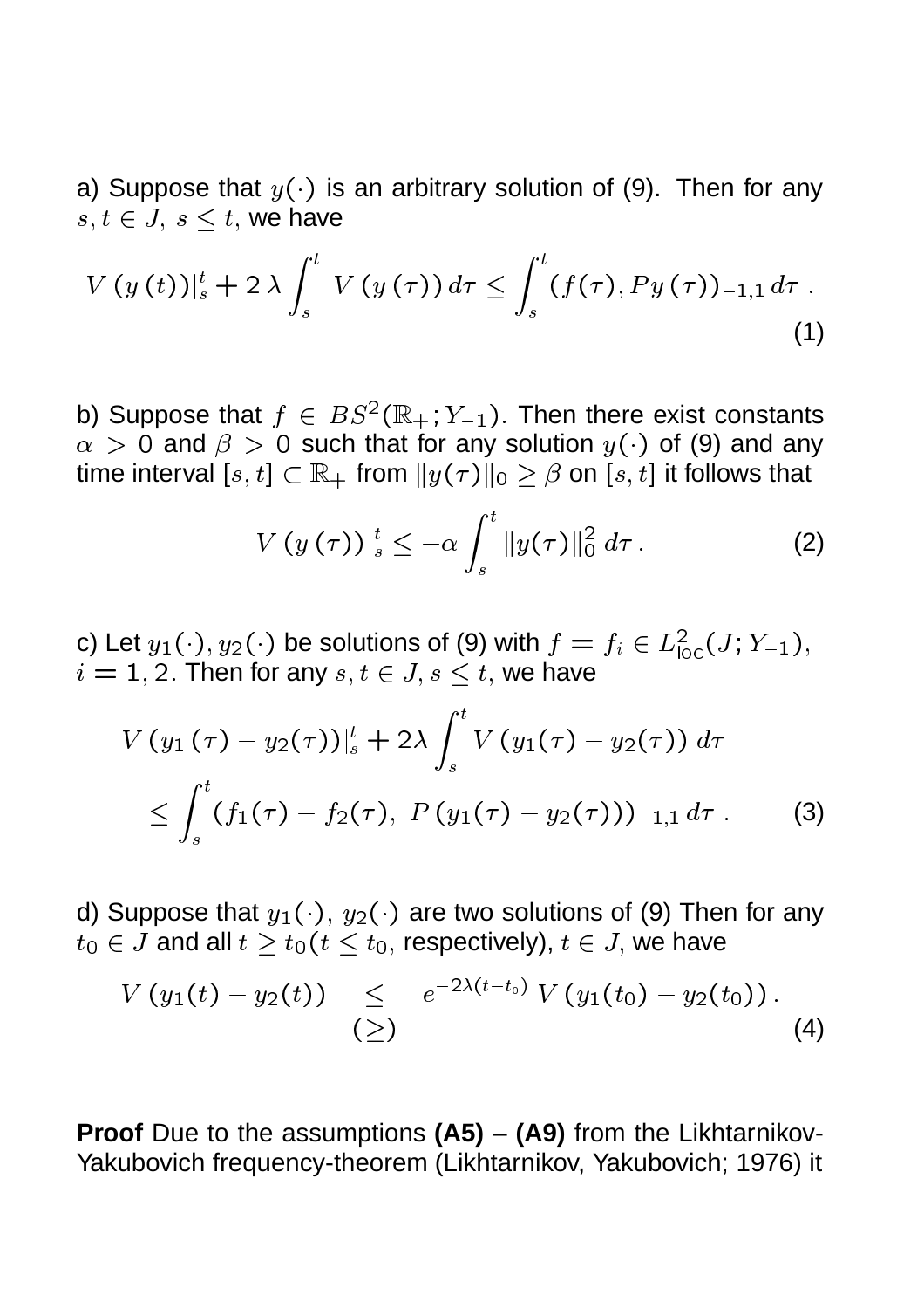a) Suppose that $y(\cdot)$ is an arbitrary solution of (9). Then for any $s, t \in J,\ s \leq t$, we have

$$V\,(y\,(t))|_s^t + 2\,\lambda \int_s^t \, V\,(y\,(\tau))\,d\tau \leq \int_s^t (f(\tau), Py\,(\tau))_{-1,1}\,d\tau\ . \tag{1}$$

b) Suppose that $f \in BS^2(\mathbb{R}_+; Y_{-1})$. Then there exist constants $\alpha > 0$ and $\beta > 0$ such that for any solution $y(\cdot)$ of (9) and any time interval $[s,t] \subset \mathbb{R}_+$ from $\|y(\tau)\|_0 \geq \beta$ on $[s,t]$ it follows that

$$V\,(y\,(\tau))|_s^t \leq -\alpha \int_s^t \|y(\tau)\|_0^2 \, d\tau\,. \tag{2}$$

c) Let $y_1(\cdot), y_2(\cdot)$ be solutions of (9) with $f = f_i \in L^2_{\text{loc}}(J; Y_{-1})$, $i = 1, 2$. Then for any $s, t \in J, s \leq t$, we have

$$\begin{aligned} V\,(y_1\,(\tau) - y_2(\tau))|_s^t + 2\lambda \int_s^t V\,(y_1(\tau) - y_2(\tau))\; d\tau \\ \leq \int_s^t (f_1(\tau) - f_2(\tau),\; P\,(y_1(\tau) - y_2(\tau)))_{-1,1}\,d\tau\ . \end{aligned} \tag{3}$$

d) Suppose that $y_1(\cdot),\ y_2(\cdot)$ are two solutions of (9) Then for any $t_0 \in J$ and all $t \geq t_0 (t \leq t_0$, respectively), $t \in J$, we have

$$V\,(y_1(t) - y_2(t)) \underset{(\geq)}{\leq} e^{-2\lambda(t-t_0)}\,V\,(y_1(t_0) - y_2(t_0))\,. \tag{4}$$

**Proof** Due to the assumptions **(A5)** – **(A9)** from the Likhtarnikov-Yakubovich frequency-theorem (Likhtarnikov, Yakubovich; 1976) it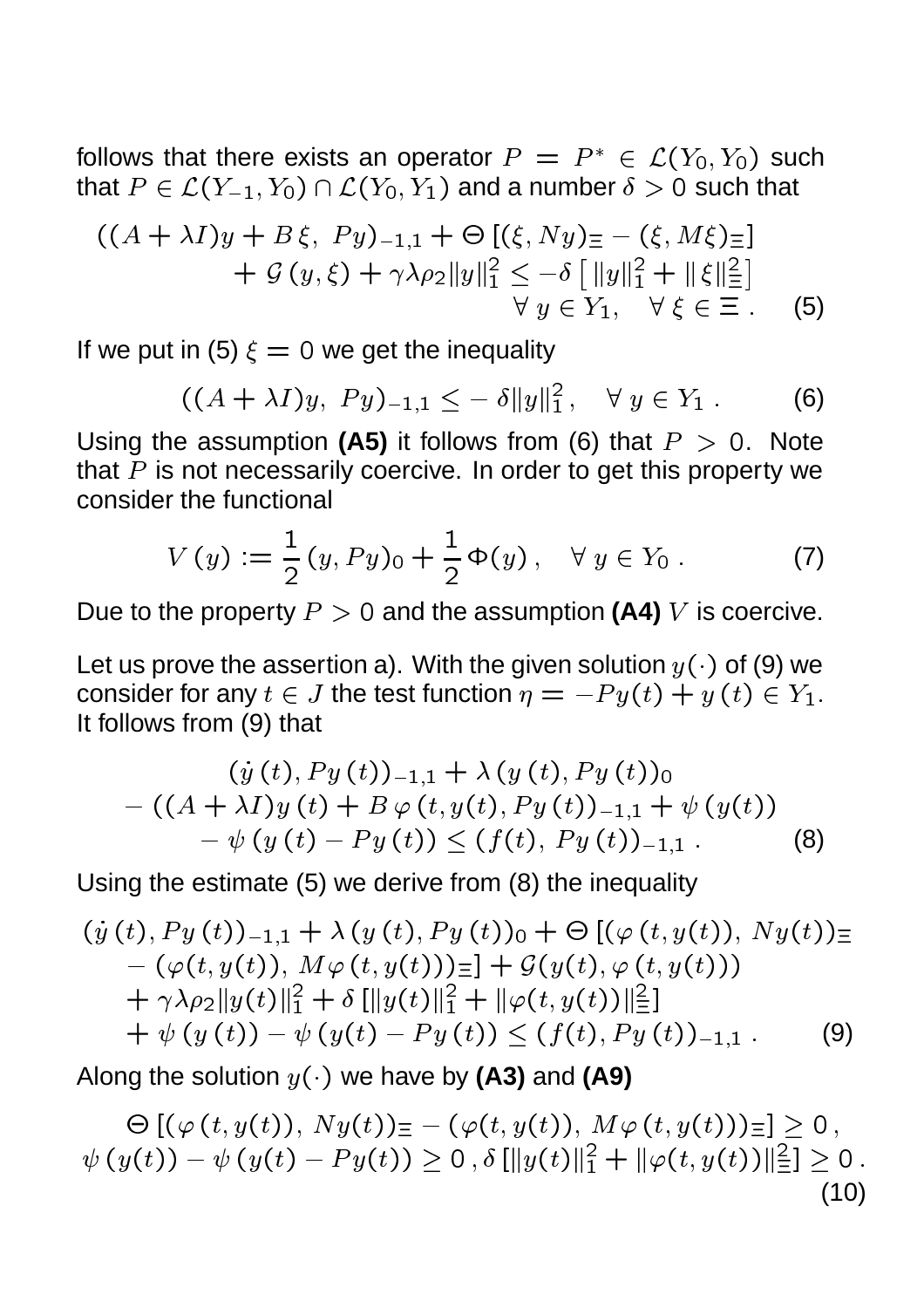follows that there exists an operator $P = P^* \in \mathcal{L}(Y_0, Y_0)$ such that $P \in \mathcal{L}(Y_{-1}, Y_0) \cap \mathcal{L}(Y_0, Y_1)$ and a number $\delta > 0$ such that

$$
\begin{aligned}
((A + \lambda I)y + B\,\xi,\ Py)_{-1,1} + \Theta\,[(\xi, Ny)_\Xi - (\xi, M\xi)_\Xi] \\
+\ \mathcal{G}\,(y, \xi) + \gamma\lambda\rho_2 \|y\|_1^2 \le -\delta\left[\,\|y\|_1^2 + \|\,\xi\|_\Xi^2\right] \\
\forall\ y \in Y_1, \quad \forall\ \xi \in \Xi\ . \qquad (5)
\end{aligned}
$$

If we put in (5) $\xi = 0$ we get the inequality

$$
((A + \lambda I)y,\ Py)_{-1,1} \le -\,\delta\|y\|_1^2\,, \quad \forall\ y \in Y_1\ . \qquad (6)
$$

Using the assumption **(A5)** it follows from (6) that $P > 0$. Note that $P$ is not necessarily coercive. In order to get this property we consider the functional

$$
V\,(y) := \frac{1}{2}\,(y, Py)_0 + \frac{1}{2}\,\Phi(y)\,, \quad \forall\ y \in Y_0\ . \qquad (7)
$$

Due to the property $P > 0$ and the assumption **(A4)** $V$ is coercive.

Let us prove the assertion a). With the given solution $y(\cdot)$ of (9) we consider for any $t \in J$ the test function $\eta = -Py(t) + y\,(t) \in Y_1$. It follows from (9) that

$$
\begin{aligned}
(\dot{y}\,(t), Py\,(t))_{-1,1} + \lambda\,(y\,(t), Py\,(t))_0 \\
-\ ((A + \lambda I)y\,(t) + B\,\varphi\,(t, y(t), Py\,(t))_{-1,1} + \psi\,(y(t)) \\
-\ \psi\,(y\,(t) - Py\,(t)) \le (f(t),\ Py\,(t))_{-1,1}\ . \qquad (8)
\end{aligned}
$$

Using the estimate (5) we derive from (8) the inequality

$$
\begin{aligned}
(\dot{y}\,(t), Py\,(t))_{-1,1} + \lambda\,(y\,(t), Py\,(t))_0 + \Theta\,[(\varphi\,(t, y(t)),\ Ny(t))_\Xi \\
-\ (\varphi(t, y(t)),\ M\varphi\,(t, y(t)))_\Xi] + \mathcal{G}(y(t), \varphi\,(t, y(t))) \\
+\ \gamma\lambda\rho_2\|y(t)\|_1^2 + \delta\,[\|y(t)\|_1^2 + \|\varphi(t, y(t))\|_\Xi^2] \\
+\ \psi\,(y\,(t)) - \psi\,(y(t) - Py\,(t)) \le (f(t), Py\,(t))_{-1,1}\ . \qquad (9)
\end{aligned}
$$

Along the solution $y(\cdot)$ we have by **(A3)** and **(A9)**

$$
\begin{aligned}
\Theta\,[(\varphi\,(t, y(t)),\ Ny(t))_\Xi - (\varphi(t, y(t)),\ M\varphi\,(t, y(t)))_\Xi] \ge 0\,, \\
\psi\,(y(t)) - \psi\,(y(t) - Py(t)) \ge 0\,, \delta\,[\|y(t)\|_1^2 + \|\varphi(t, y(t))\|_\Xi^2] \ge 0\,. \\
(10)
\end{aligned}
$$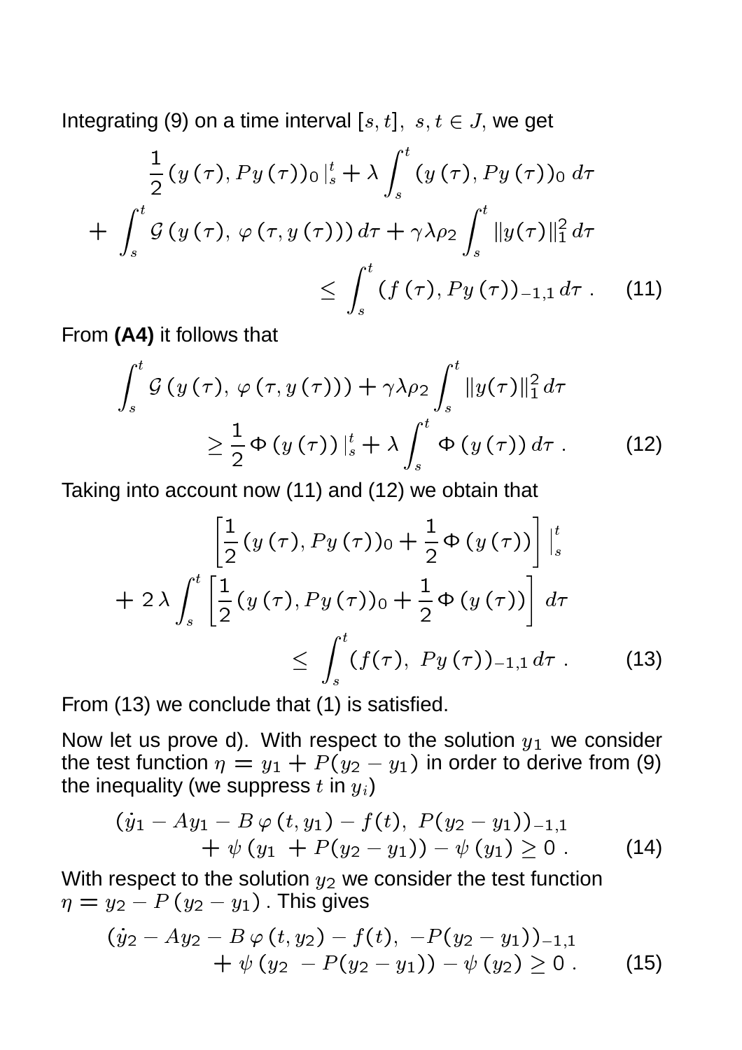Integrating (9) on a time interval $[s,t],\ s,t \in J$, we get

$$
\begin{aligned}
&\frac{1}{2}\left(y\left(\tau\right), Py\left(\tau\right)\right)_0 |_s^t + \lambda \int_s^t \left(y\left(\tau\right), Py\left(\tau\right)\right)_0 \, d\tau \\
&+ \int_s^t \mathcal{G}\left(y\left(\tau\right),\ \varphi\left(\tau, y\left(\tau\right)\right)\right) d\tau + \gamma\lambda\rho_2 \int_s^t \|y(\tau)\|_1^2 \, d\tau \\
&\qquad \leq \int_s^t \left(f\left(\tau\right), Py\left(\tau\right)\right)_{-1,1} d\tau \ . \qquad (11)
\end{aligned}
$$

From **(A4)** it follows that

$$
\begin{aligned}
&\int_s^t \mathcal{G}\left(y\left(\tau\right),\ \varphi\left(\tau, y\left(\tau\right)\right)\right) + \gamma\lambda\rho_2 \int_s^t \|y(\tau)\|_1^2 \, d\tau \\
&\qquad \geq \frac{1}{2}\Phi\left(y\left(\tau\right)\right)|_s^t + \lambda \int_s^t \Phi\left(y\left(\tau\right)\right) d\tau \ . \qquad (12)
\end{aligned}
$$

Taking into account now (11) and (12) we obtain that

$$
\begin{aligned}
&\left[\frac{1}{2}\left(y\left(\tau\right), Py\left(\tau\right)\right)_0 + \frac{1}{2}\Phi\left(y\left(\tau\right)\right)\right] |_s^t \\
&+ 2\lambda \int_s^t \left[\frac{1}{2}\left(y\left(\tau\right), Py\left(\tau\right)\right)_0 + \frac{1}{2}\Phi\left(y\left(\tau\right)\right)\right] d\tau \\
&\qquad \leq \int_s^t (f(\tau),\ Py\left(\tau\right))_{-1,1} \, d\tau \ . \qquad (13)
\end{aligned}
$$

From (13) we conclude that (1) is satisfied.

Now let us prove d). With respect to the solution $y_1$ we consider the test function $\eta = y_1 + P(y_2 - y_1)$ in order to derive from (9) the inequality (we suppress $t$ in $y_i$)

$$
\begin{aligned}
&(\dot{y}_1 - Ay_1 - B\,\varphi\left(t, y_1\right) - f(t),\ P(y_2 - y_1))_{-1,1} \\
&\qquad + \psi\left(y_1 + P(y_2 - y_1)\right) - \psi\left(y_1\right) \geq 0 \ . \qquad (14)
\end{aligned}
$$

With respect to the solution $y_2$ we consider the test function $\eta = y_2 - P\left(y_2 - y_1\right)$. This gives

$$
\begin{aligned}
&(\dot{y}_2 - Ay_2 - B\,\varphi\left(t, y_2\right) - f(t),\ -P(y_2 - y_1))_{-1,1} \\
&\qquad + \psi\left(y_2 - P(y_2 - y_1)\right) - \psi\left(y_2\right) \geq 0 \ . \qquad (15)
\end{aligned}
$$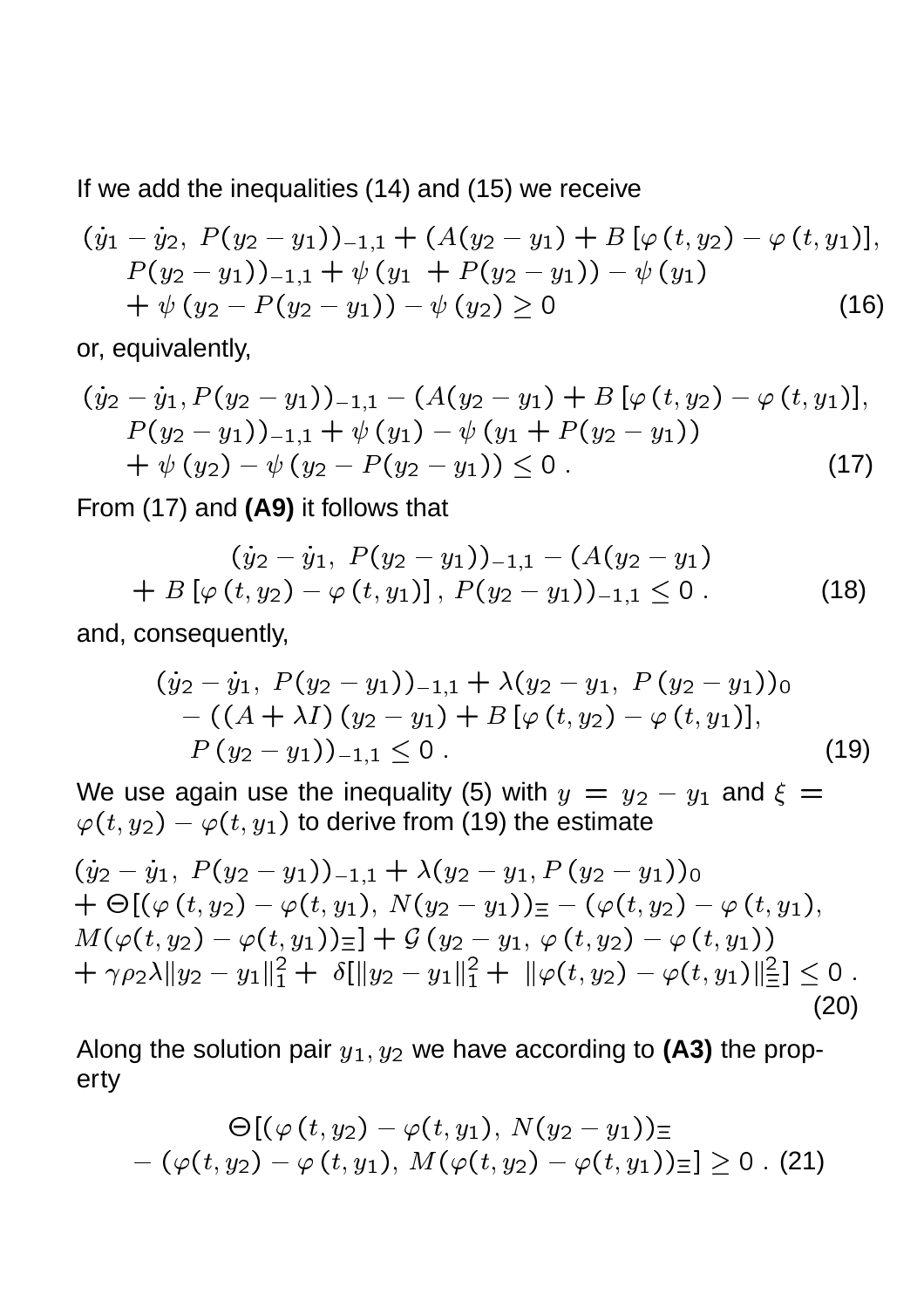If we add the inequalities (14) and (15) we receive

$$
\begin{aligned}
&(\dot{y}_1 - \dot{y}_2,\ P(y_2 - y_1))_{-1,1} + (A(y_2 - y_1) + B\,[\varphi\,(t, y_2) - \varphi\,(t, y_1)],\\
&\quad P(y_2 - y_1))_{-1,1} + \psi\,(y_1\ + P(y_2 - y_1)) - \psi\,(y_1)\\
&\quad + \psi\,(y_2 - P(y_2 - y_1)) - \psi\,(y_2) \geq 0
\end{aligned}
\tag{16}
$$

or, equivalently,

$$
\begin{aligned}
&(\dot{y}_2 - \dot{y}_1, P(y_2 - y_1))_{-1,1} - (A(y_2 - y_1) + B\,[\varphi\,(t, y_2) - \varphi\,(t, y_1)],\\
&\quad P(y_2 - y_1))_{-1,1} + \psi\,(y_1) - \psi\,(y_1 + P(y_2 - y_1))\\
&\quad + \psi\,(y_2) - \psi\,(y_2 - P(y_2 - y_1)) \leq 0\ .
\end{aligned}
\tag{17}
$$

From (17) and **(A9)** it follows that

$$
\begin{aligned}
&(\dot{y}_2 - \dot{y}_1,\ P(y_2 - y_1))_{-1,1} - (A(y_2 - y_1)\\
&\quad + B\,[\varphi\,(t, y_2) - \varphi\,(t, y_1)]\,,\ P(y_2 - y_1))_{-1,1} \leq 0\ .
\end{aligned}
\tag{18}
$$

and, consequently,

$$
\begin{aligned}
&(\dot{y}_2 - \dot{y}_1,\ P(y_2 - y_1))_{-1,1} + \lambda(y_2 - y_1,\ P\,(y_2 - y_1))_0\\
&\quad - ((A + \lambda I)\,(y_2 - y_1) + B\,[\varphi\,(t, y_2) - \varphi\,(t, y_1)],\\
&\quad P\,(y_2 - y_1))_{-1,1} \leq 0\ .
\end{aligned}
\tag{19}
$$

We use again use the inequality (5) with $y = y_2 - y_1$ and $\xi = \varphi(t, y_2) - \varphi(t, y_1)$ to derive from (19) the estimate

$$
\begin{aligned}
&(\dot{y}_2 - \dot{y}_1,\ P(y_2 - y_1))_{-1,1} + \lambda(y_2 - y_1, P\,(y_2 - y_1))_0\\
&+ \Theta[(\varphi\,(t, y_2) - \varphi(t, y_1),\ N(y_2 - y_1))_\Xi - (\varphi(t, y_2) - \varphi\,(t, y_1),\\
&M(\varphi(t, y_2) - \varphi(t, y_1))_\Xi] + \mathcal{G}\,(y_2 - y_1,\ \varphi\,(t, y_2) - \varphi\,(t, y_1))\\
&+ \gamma\rho_2\lambda\|y_2 - y_1\|_1^2 + \ \delta[\|y_2 - y_1\|_1^2 + \ \|\varphi(t, y_2) - \varphi(t, y_1)\|_\Xi^2] \leq 0\ .
\end{aligned}
\tag{20}
$$

Along the solution pair $y_1, y_2$ we have according to **(A3)** the property

$$
\begin{aligned}
&\Theta[(\varphi\,(t, y_2) - \varphi(t, y_1),\ N(y_2 - y_1))_\Xi\\
&\quad - (\varphi(t, y_2) - \varphi\,(t, y_1),\ M(\varphi(t, y_2) - \varphi(t, y_1))_\Xi] \geq 0\ .
\end{aligned}
\tag{21}
$$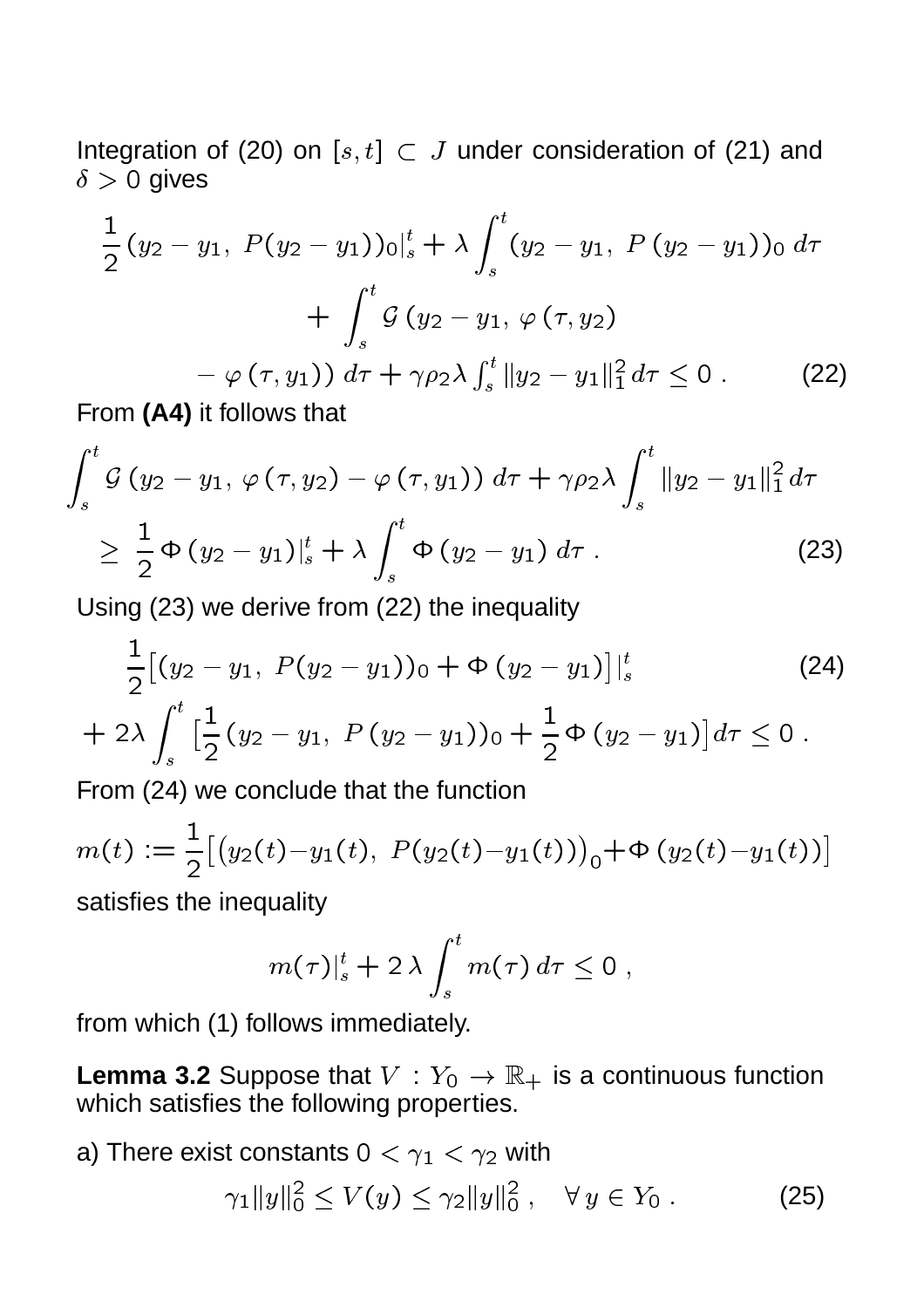Integration of (20) on $[s,t] \subset J$ under consideration of (21) and $\delta > 0$ gives

$$
\begin{aligned}
\frac{1}{2}(y_2 - y_1,\ P(y_2 - y_1))_0\big|_s^t + \lambda \int_s^t (y_2 - y_1,\ P\,(y_2 - y_1))_0\, d\tau \\
+ \int_s^t \mathcal{G}\,(y_2 - y_1,\ \varphi\,(\tau, y_2) \\
- \varphi\,(\tau, y_1))\, d\tau + \gamma\rho_2\lambda \textstyle\int_s^t \|y_2 - y_1\|_1^2\, d\tau \le 0\ .
\end{aligned}
\tag{22}
$$

From **(A4)** it follows that

$$
\begin{aligned}
\int_s^t \mathcal{G}\,(y_2 - y_1,\ \varphi\,(\tau, y_2) - \varphi\,(\tau, y_1))\, d\tau + \gamma\rho_2\lambda \int_s^t \|y_2 - y_1\|_1^2\, d\tau \\
\ge\ \frac{1}{2}\,\Phi\,(y_2 - y_1)\big|_s^t + \lambda \int_s^t \Phi\,(y_2 - y_1)\, d\tau\ .
\end{aligned}
\tag{23}
$$

Using (23) we derive from (22) the inequality

$$
\begin{aligned}
\frac{1}{2}\big[(y_2 - y_1,\ P(y_2 - y_1))_0 + \Phi\,(y_2 - y_1)\big]\big|_s^t \\
+ 2\lambda \int_s^t \big[\frac{1}{2}(y_2 - y_1,\ P\,(y_2 - y_1))_0 + \frac{1}{2}\Phi\,(y_2 - y_1)\big] d\tau \le 0\ .
\end{aligned}
\tag{24}
$$

From (24) we conclude that the function

$$
m(t) := \frac{1}{2}\big[\big(y_2(t) - y_1(t),\ P(y_2(t) - y_1(t))\big)_0 + \Phi\,(y_2(t) - y_1(t))\big]
$$

satisfies the inequality

$$
m(\tau)\big|_s^t + 2\,\lambda \int_s^t m(\tau)\, d\tau \le 0\ ,
$$

from which (1) follows immediately.

**Lemma 3.2** Suppose that $V : Y_0 \to \mathbb{R}_+$ is a continuous function which satisfies the following properties.

a) There exist constants $0 < \gamma_1 < \gamma_2$ with

$$
\gamma_1 \|y\|_0^2 \le V(y) \le \gamma_2 \|y\|_0^2\ , \quad \forall\, y \in Y_0\ . \tag{25}
$$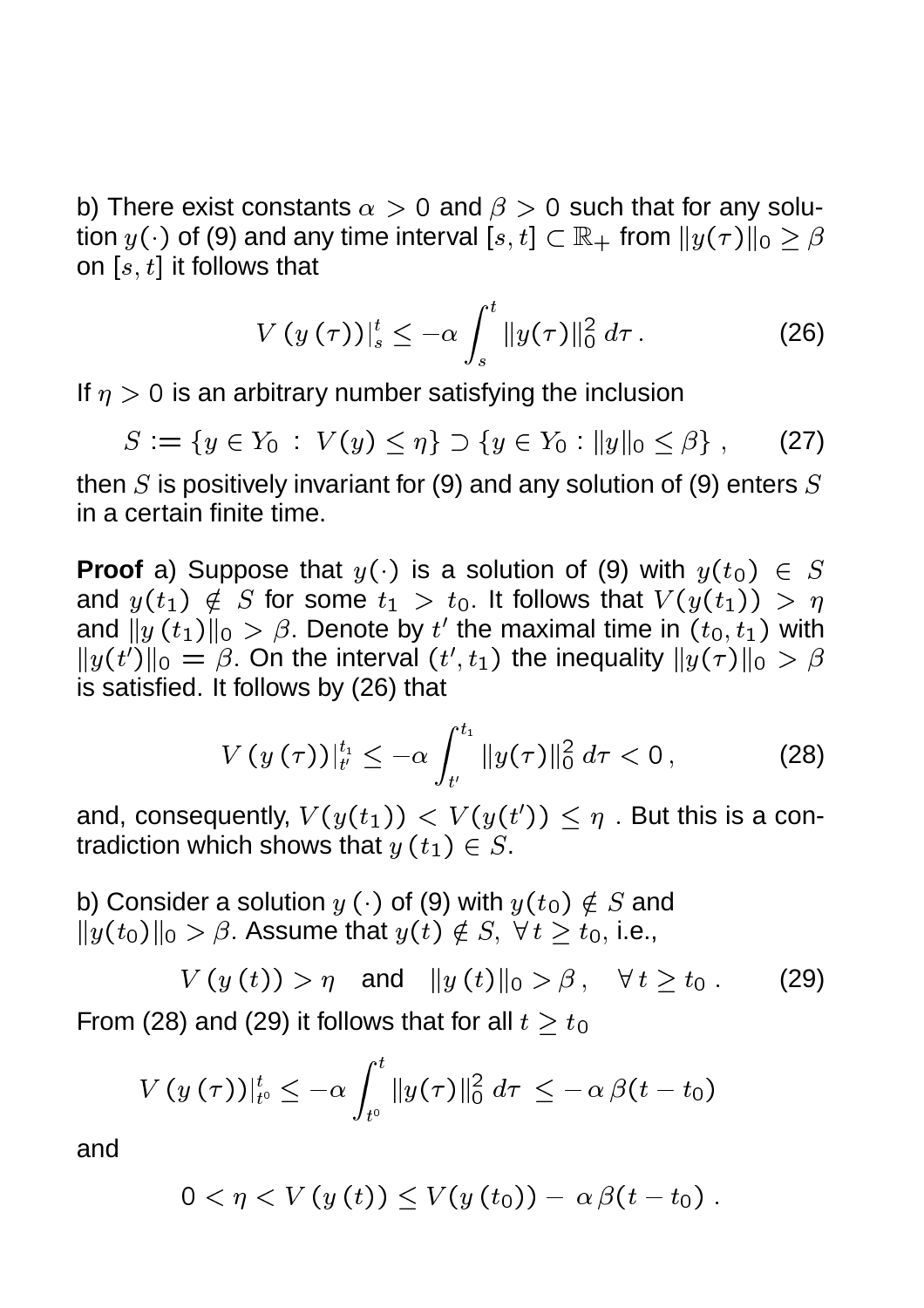b) There exist constants $\alpha > 0$ and $\beta > 0$ such that for any solution $y(\cdot)$ of (9) and any time interval $[s, t] \subset \mathbb{R}_+$ from $\|y(\tau)\|_0 \geq \beta$ on $[s, t]$ it follows that

$$V\left(y\left(\tau\right)\right)|_s^t \leq -\alpha \int_s^t \|y(\tau)\|_0^2 \, d\tau \,. \tag{26}$$

If $\eta > 0$ is an arbitrary number satisfying the inclusion

$$S := \{y \in Y_0 \;:\; V(y) \leq \eta\} \supset \{y \in Y_0 : \|y\|_0 \leq \beta\} \;, \tag{27}$$

then $S$ is positively invariant for (9) and any solution of (9) enters $S$ in a certain finite time.

**Proof** a) Suppose that $y(\cdot)$ is a solution of (9) with $y(t_0) \in S$ and $y(t_1) \notin S$ for some $t_1 > t_0$. It follows that $V(y(t_1)) > \eta$ and $\|y\left(t_1\right)\|_0 > \beta$. Denote by $t'$ the maximal time in $(t_0, t_1)$ with $\|y(t')\|_0 = \beta$. On the interval $(t', t_1)$ the inequality $\|y(\tau)\|_0 > \beta$ is satisfied. It follows by (26) that

$$V\left(y\left(\tau\right)\right)|_{t'}^{t_1} \leq -\alpha \int_{t'}^{t_1} \|y(\tau)\|_0^2 \, d\tau < 0 \,, \tag{28}$$

and, consequently, $V(y(t_1)) < V(y(t')) \leq \eta$ . But this is a contradiction which shows that $y\left(t_1\right) \in S$.

b) Consider a solution $y\left(\cdot\right)$ of (9) with $y(t_0) \notin S$ and $\|y(t_0)\|_0 > \beta$. Assume that $y(t) \notin S, \; \forall \, t \geq t_0$, i.e.,

$$V\left(y\left(t\right)\right) > \eta \quad \text{and} \quad \|y\left(t\right)\|_0 > \beta \,, \quad \forall \, t \geq t_0 \;. \tag{29}$$

From (28) and (29) it follows that for all $t \geq t_0$

$$V\left(y\left(\tau\right)\right)|_{t^0}^{t} \leq -\alpha \int_{t^0}^{t} \|y(\tau)\|_0^2 \, d\tau \; \leq -\, \alpha \, \beta (t - t_0)$$

and

$$0 < \eta < V\left(y\left(t\right)\right) \leq V(y\left(t_0\right)) - \, \alpha \, \beta (t - t_0) \;.$$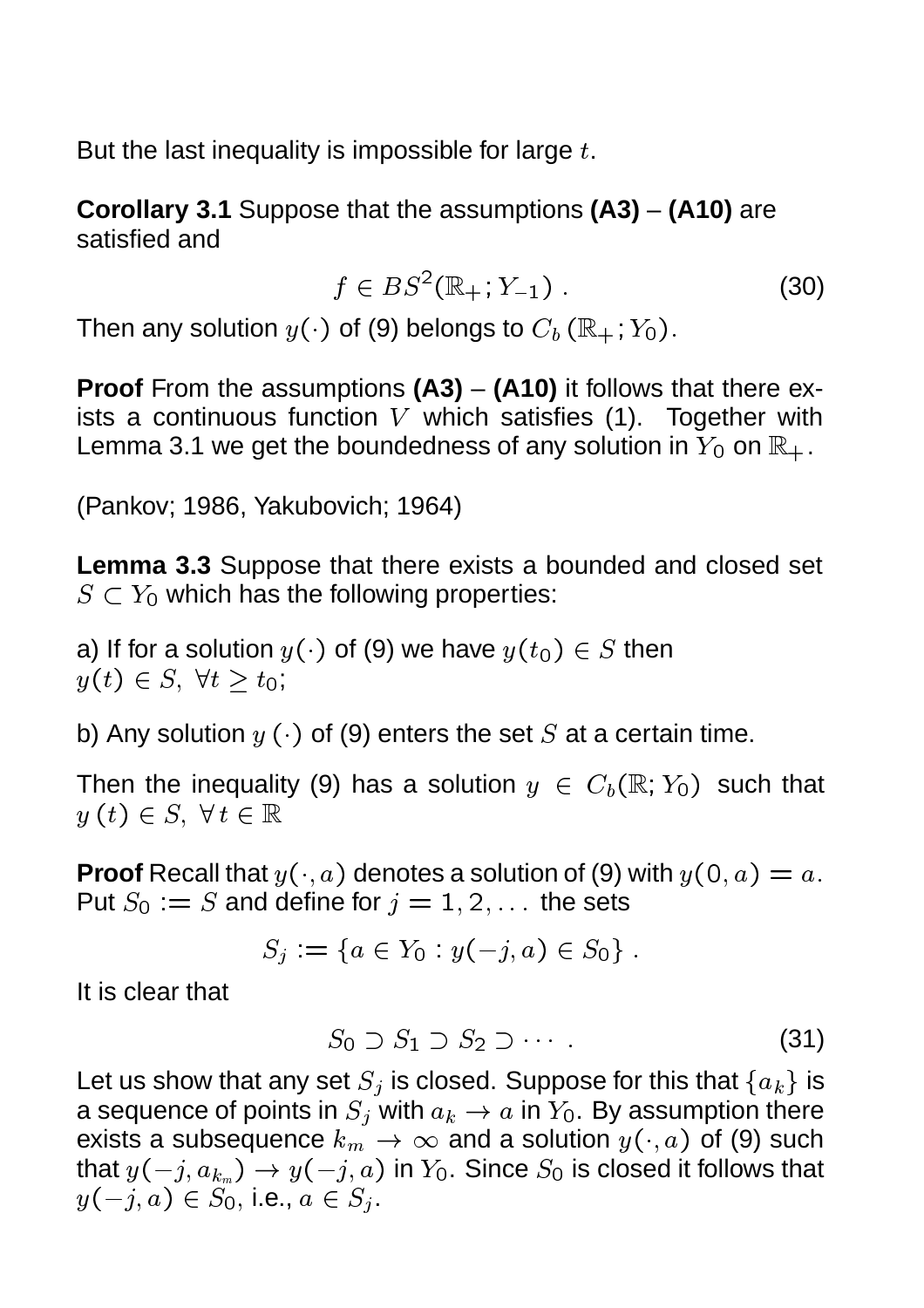But the last inequality is impossible for large $t$.

**Corollary 3.1** Suppose that the assumptions **(A3)** – **(A10)** are satisfied and

$$f \in BS^2(\mathbb{R}_+; Y_{-1}) \ . \tag{30}$$

Then any solution $y(\cdot)$ of (9) belongs to $C_b(\mathbb{R}_+; Y_0)$.

**Proof** From the assumptions **(A3)** – **(A10)** it follows that there exists a continuous function $V$ which satisfies (1). Together with Lemma 3.1 we get the boundedness of any solution in $Y_0$ on $\mathbb{R}_+$.

(Pankov; 1986, Yakubovich; 1964)

**Lemma 3.3** Suppose that there exists a bounded and closed set $S \subset Y_0$ which has the following properties:

a) If for a solution $y(\cdot)$ of (9) we have $y(t_0) \in S$ then $y(t) \in S, \ \forall t \geq t_0$;

b) Any solution $y(\cdot)$ of (9) enters the set $S$ at a certain time.

Then the inequality (9) has a solution $y \in C_b(\mathbb{R}; Y_0)$ such that $y(t) \in S, \ \forall t \in \mathbb{R}$

**Proof** Recall that $y(\cdot, a)$ denotes a solution of (9) with $y(0, a) = a$. Put $S_0 := S$ and define for $j = 1, 2, \ldots$ the sets

$$S_j := \{a \in Y_0 : y(-j, a) \in S_0\} \ .$$

It is clear that

$$S_0 \supset S_1 \supset S_2 \supset \cdots \ . \tag{31}$$

Let us show that any set $S_j$ is closed. Suppose for this that $\{a_k\}$ is a sequence of points in $S_j$ with $a_k \to a$ in $Y_0$. By assumption there exists a subsequence $k_m \to \infty$ and a solution $y(\cdot, a)$ of (9) such that $y(-j, a_{k_m}) \to y(-j, a)$ in $Y_0$. Since $S_0$ is closed it follows that $y(-j, a) \in S_0$, i.e., $a \in S_j$.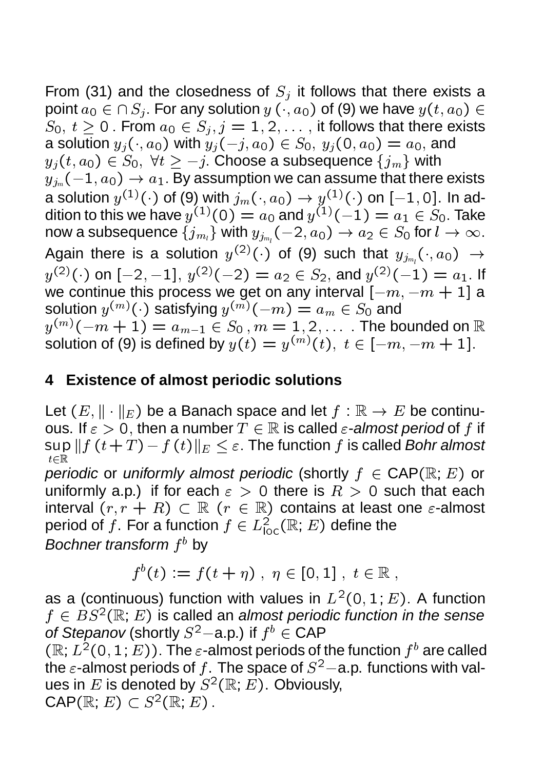From (31) and the closedness of $S_j$ it follows that there exists a point $a_0 \in \cap S_j$. For any solution $y(\cdot, a_0)$ of (9) we have $y(t, a_0) \in S_0,\ t \geq 0$ . From $a_0 \in S_j, j = 1, 2, \ldots$ , it follows that there exists a solution $y_j(\cdot, a_0)$ with $y_j(-j, a_0) \in S_0,\ y_j(0, a_0) = a_0$, and $y_j(t, a_0) \in S_0,\ \forall t \geq -j$. Choose a subsequence $\{j_m\}$ with $y_{j_m}(-1, a_0) \to a_1$. By assumption we can assume that there exists a solution $y^{(1)}(\cdot)$ of (9) with $j_m(\cdot, a_0) \to y^{(1)}(\cdot)$ on $[-1, 0]$. In addition to this we have $y^{(1)}(0) = a_0$ and $y^{(1)}(-1) = a_1 \in S_0$. Take now a subsequence $\{j_{m_l}\}$ with $y_{j_{m_l}}(-2, a_0) \to a_2 \in S_0$ for $l \to \infty$. Again there is a solution $y^{(2)}(\cdot)$ of (9) such that $y_{j_{m_l}}(\cdot, a_0) \to y^{(2)}(\cdot)$ on $[-2, -1]$, $y^{(2)}(-2) = a_2 \in S_2$, and $y^{(2)}(-1) = a_1$. If we continue this process we get on any interval $[-m, -m+1]$ a solution $y^{(m)}(\cdot)$ satisfying $y^{(m)}(-m) = a_m \in S_0$ and $y^{(m)}(-m+1) = a_{m-1} \in S_0\,, m = 1, 2, \ldots$ . The bounded on $\mathbb{R}$ solution of (9) is defined by $y(t) = y^{(m)}(t),\ t \in [-m, -m+1]$.

## 4 Existence of almost periodic solutions

Let $(E, \|\cdot\|_E)$ be a Banach space and let $f : \mathbb{R} \to E$ be continuous. If $\varepsilon > 0$, then a number $T \in \mathbb{R}$ is called *$\varepsilon$-almost period* of $f$ if $\sup\limits_{t \in \mathbb{R}} \|f(t+T) - f(t)\|_E \leq \varepsilon$. The function $f$ is called *Bohr almost periodic* or *uniformly almost periodic* (shortly $f \in \mathrm{CAP}(\mathbb{R}; E)$ or uniformly a.p.) if for each $\varepsilon > 0$ there is $R > 0$ such that each interval $(r, r+R) \subset \mathbb{R}$ $(r \in \mathbb{R})$ contains at least one $\varepsilon$-almost period of $f$. For a function $f \in L^2_{\mathrm{loc}}(\mathbb{R}; E)$ define the *Bochner transform* $f^b$ by

$$f^b(t) := f(t+\eta)\ ,\ \eta \in [0, 1]\ ,\ t \in \mathbb{R}\ ,$$

as a (continuous) function with values in $L^2(0, 1; E)$. A function $f \in BS^2(\mathbb{R}; E)$ is called an *almost periodic function in the sense of Stepanov* (shortly $S^2-$a.p.) if $f^b \in \mathrm{CAP}(\mathbb{R}; L^2(0, 1; E))$. The $\varepsilon$-almost periods of the function $f^b$ are called the $\varepsilon$-almost periods of $f$. The space of $S^2-$a.p. functions with values in $E$ is denoted by $S^2(\mathbb{R}; E)$. Obviously, $\mathrm{CAP}(\mathbb{R}; E) \subset S^2(\mathbb{R}; E)$ .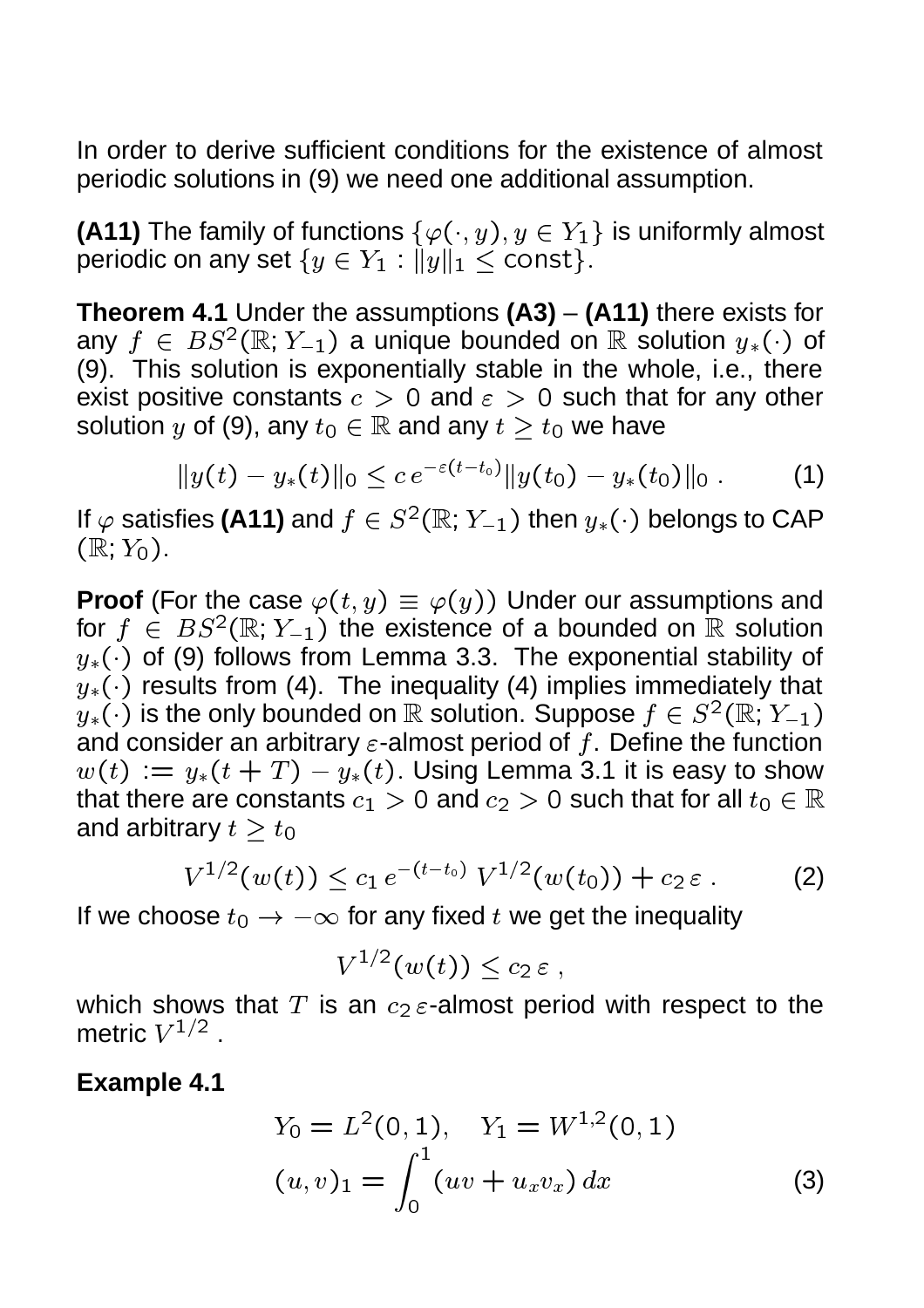In order to derive sufficient conditions for the existence of almost periodic solutions in (9) we need one additional assumption.

**(A11)** The family of functions $\{\varphi(\cdot, y), y \in Y_1\}$ is uniformly almost periodic on any set $\{y \in Y_1 : \|y\|_1 \leq \text{const}\}$.

**Theorem 4.1** Under the assumptions **(A3)** – **(A11)** there exists for any $f \in BS^2(\mathbb{R}; Y_{-1})$ a unique bounded on $\mathbb{R}$ solution $y_*(\cdot)$ of (9). This solution is exponentially stable in the whole, i.e., there exist positive constants $c > 0$ and $\varepsilon > 0$ such that for any other solution $y$ of (9), any $t_0 \in \mathbb{R}$ and any $t \geq t_0$ we have

$$\|y(t) - y_*(t)\|_0 \leq c\, e^{-\varepsilon(t-t_0)} \|y(t_0) - y_*(t_0)\|_0 \,. \tag{1}$$

If $\varphi$ satisfies **(A11)** and $f \in S^2(\mathbb{R}; Y_{-1})$ then $y_*(\cdot)$ belongs to CAP $(\mathbb{R}; Y_0)$.

**Proof** (For the case $\varphi(t, y) \equiv \varphi(y)$) Under our assumptions and for $f \in BS^2(\mathbb{R}; Y_{-1})$ the existence of a bounded on $\mathbb{R}$ solution $y_*(\cdot)$ of (9) follows from Lemma 3.3. The exponential stability of $y_*(\cdot)$ results from (4). The inequality (4) implies immediately that $y_*(\cdot)$ is the only bounded on $\mathbb{R}$ solution. Suppose $f \in S^2(\mathbb{R}; Y_{-1})$ and consider an arbitrary $\varepsilon$-almost period of $f$. Define the function $w(t) := y_*(t+T) - y_*(t)$. Using Lemma 3.1 it is easy to show that there are constants $c_1 > 0$ and $c_2 > 0$ such that for all $t_0 \in \mathbb{R}$ and arbitrary $t \geq t_0$

$$V^{1/2}(w(t)) \leq c_1\, e^{-(t-t_0)}\, V^{1/2}(w(t_0)) + c_2\, \varepsilon \,. \tag{2}$$

If we choose $t_0 \to -\infty$ for any fixed $t$ we get the inequality

$$V^{1/2}(w(t)) \leq c_2\, \varepsilon \,,$$

which shows that $T$ is an $c_2\, \varepsilon$-almost period with respect to the metric $V^{1/2}$ .

**Example 4.1**

$$\begin{aligned} &Y_0 = L^2(0,1), \quad Y_1 = W^{1,2}(0,1) \\ &(u, v)_1 = \int_0^1 (uv + u_x v_x)\, dx \end{aligned} \tag{3}$$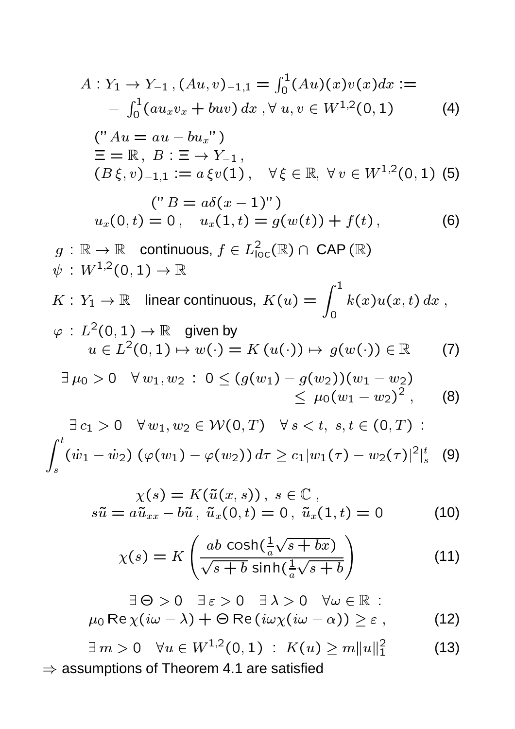$$A : Y_1 \to Y_{-1} \, , (Au, v)_{-1,1} = \int_0^1 (Au)(x) v(x) dx := - \int_0^1 (a u_x v_x + b u v) \, dx \; , \forall \, u, v \in W^{1,2}(0,1) \tag{4}$$

$$("\, Au = au - bu_x") $$

$$\Xi = \mathbb{R} \, , \; B : \Xi \to Y_{-1} \, ,$$

$$(B\,\xi, v)_{-1,1} := a\,\xi v(1) \, , \quad \forall \, \xi \in \mathbb{R}, \; \forall \, v \in W^{1,2}(0,1) \tag{5}$$

$$("\, B = a\delta(x-1)")$$

$$u_x(0,t) = 0 \, , \quad u_x(1,t) = g(w(t)) + f(t) \, , \tag{6}$$

$g \, : \, \mathbb{R} \to \mathbb{R}$ continuous, $f \in L^2_{\text{loc}}(\mathbb{R}) \cap$ CAP $(\mathbb{R})$

$\psi \, : \, W^{1,2}(0,1) \to \mathbb{R}$

$K \, : \, Y_1 \to \mathbb{R}$ linear continuous, $K(u) = \displaystyle\int_0^1 k(x) u(x,t) \, dx$ ,

$\varphi \, : \, L^2(0,1) \to \mathbb{R}$ given by

$$u \in L^2(0,1) \mapsto w(\cdot) = K\left(u(\cdot)\right) \mapsto \; g(w(\cdot)) \in \mathbb{R} \tag{7}$$

$$\exists \, \mu_0 > 0 \quad \forall \, w_1, w_2 \, : \; 0 \le (g(w_1) - g(w_2))(w_1 - w_2) \le \; \mu_0 (w_1 - w_2)^2 \, , \tag{8}$$

$$\exists \, c_1 > 0 \quad \forall \, w_1, w_2 \in \mathcal{W}(0,T) \quad \forall \, s < t, \; s, t \in (0,T) \; :$$

$$\int_s^t (\dot{w}_1 - \dot{w}_2) \left(\varphi(w_1) - \varphi(w_2)\right) d\tau \ge c_1 |w_1(\tau) - w_2(\tau)|^2 \big|_s^t \tag{9}$$

$$\chi(s) = K(\tilde{u}(x,s)) \, , \; s \in \mathbb{C} \; ,$$

$$s\tilde{u} = a\tilde{u}_{xx} - b\tilde{u} \, , \; \tilde{u}_x(0,t) = 0 \, , \; \tilde{u}_x(1,t) = 0 \tag{10}$$

$$\chi(s) = K\left( \frac{ab \, \cosh(\frac{1}{a}\sqrt{s + bx})}{\sqrt{s+b} \, \sinh(\frac{1}{a}\sqrt{s+b})} \right) \tag{11}$$

$$\exists \, \Theta > 0 \quad \exists \, \varepsilon > 0 \quad \exists \, \lambda > 0 \quad \forall \omega \in \mathbb{R} \; :$$

$$\mu_0 \, \text{Re} \, \chi(i\omega - \lambda) + \Theta \, \text{Re} \, (i\omega \chi(i\omega - \alpha)) \ge \varepsilon \; , \tag{12}$$

$$\exists \, m > 0 \quad \forall u \in W^{1,2}(0,1) \;\; : \;\; K(u) \ge m \|u\|_1^2 \tag{13}$$

$\Rightarrow$ assumptions of Theorem 4.1 are satisfied